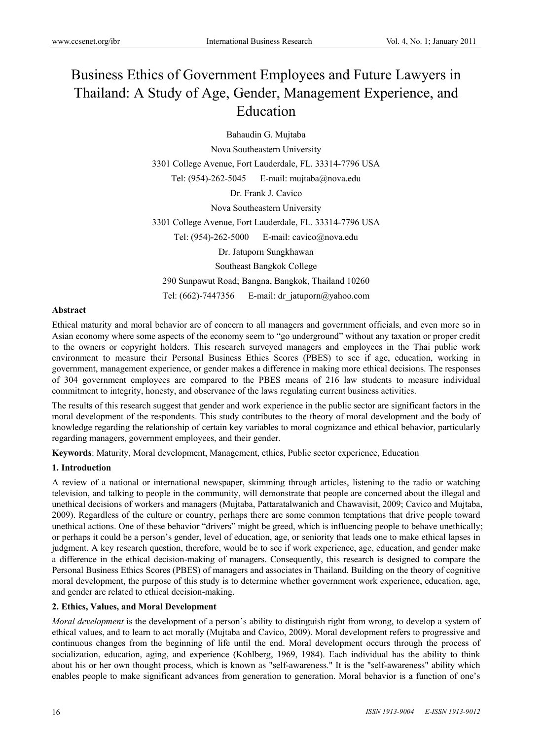# Business Ethics of Government Employees and Future Lawyers in Thailand: A Study of Age, Gender, Management Experience, and Education

Bahaudin G. Mujtaba

Nova Southeastern University

3301 College Avenue, Fort Lauderdale, FL. 33314-7796 USA

Tel: (954)-262-5045 E-mail: mujtaba@nova.edu

Dr. Frank J. Cavico

Nova Southeastern University

3301 College Avenue, Fort Lauderdale, FL. 33314-7796 USA

Tel: (954)-262-5000 E-mail: cavico@nova.edu

Dr. Jatuporn Sungkhawan

Southeast Bangkok College

290 Sunpawut Road; Bangna, Bangkok, Thailand 10260

Tel: (662)-7447356 E-mail: dr_jatuporn@yahoo.com

**Abstract**

Ethical maturity and moral behavior are of concern to all managers and government officials, and even more so in Asian economy where some aspects of the economy seem to "go underground" without any taxation or proper credit to the owners or copyright holders. This research surveyed managers and employees in the Thai public work environment to measure their Personal Business Ethics Scores (PBES) to see if age, education, working in government, management experience, or gender makes a difference in making more ethical decisions. The responses of 304 government employees are compared to the PBES means of 216 law students to measure individual commitment to integrity, honesty, and observance of the laws regulating current business activities.

The results of this research suggest that gender and work experience in the public sector are significant factors in the moral development of the respondents. This study contributes to the theory of moral development and the body of knowledge regarding the relationship of certain key variables to moral cognizance and ethical behavior, particularly regarding managers, government employees, and their gender.

**Keywords**: Maturity, Moral development, Management, ethics, Public sector experience, Education

## 1. Introduction

A review of a national or international newspaper, skimming through articles, listening to the radio or watching television, and talking to people in the community, will demonstrate that people are concerned about the illegal and unethical decisions of workers and managers (Mujtaba, Pattaratalwanich and Chawavisit, 2009; Cavico and Mujtaba, 2009). Regardless of the culture or country, perhaps there are some common temptations that drive people toward unethical actions. One of these behavior "drivers" might be greed, which is influencing people to behave unethically; or perhaps it could be a person's gender, level of education, age, or seniority that leads one to make ethical lapses in judgment. A key research question, therefore, would be to see if work experience, age, education, and gender make a difference in the ethical decision-making of managers. Consequently, this research is designed to compare the Personal Business Ethics Scores (PBES) of managers and associates in Thailand. Building on the theory of cognitive moral development, the purpose of this study is to determine whether government work experience, education, age, and gender are related to ethical decision-making.

## 2. Ethics, Values, and Moral Development

*Moral development* is the development of a person's ability to distinguish right from wrong, to develop a system of ethical values, and to learn to act morally (Mujtaba and Cavico, 2009). Moral development refers to progressive and continuous changes from the beginning of life until the end. Moral development occurs through the process of socialization, education, aging, and experience (Kohlberg, 1969, 1984). Each individual has the ability to think about his or her own thought process, which is known as "self-awareness." It is the "self-awareness" ability which enables people to make significant advances from generation to generation. Moral behavior is a function of one's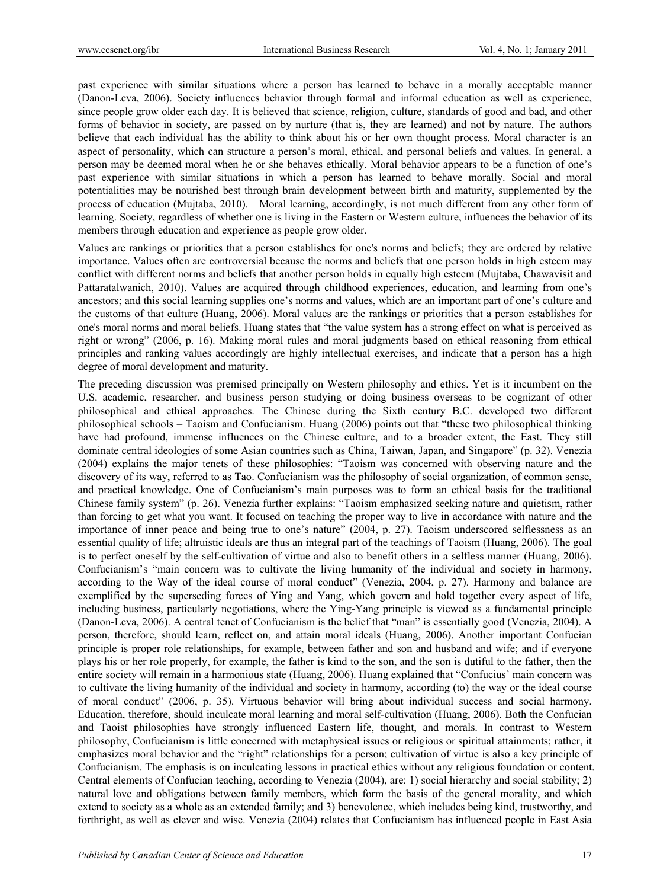past experience with similar situations where a person has learned to behave in a morally acceptable manner (Danon-Leva, 2006). Society influences behavior through formal and informal education as well as experience, since people grow older each day. It is believed that science, religion, culture, standards of good and bad, and other forms of behavior in society, are passed on by nurture (that is, they are learned) and not by nature. The authors believe that each individual has the ability to think about his or her own thought process. Moral character is an aspect of personality, which can structure a person's moral, ethical, and personal beliefs and values. In general, a person may be deemed moral when he or she behaves ethically. Moral behavior appears to be a function of one's past experience with similar situations in which a person has learned to behave morally. Social and moral potentialities may be nourished best through brain development between birth and maturity, supplemented by the process of education (Mujtaba, 2010). Moral learning, accordingly, is not much different from any other form of learning. Society, regardless of whether one is living in the Eastern or Western culture, influences the behavior of its members through education and experience as people grow older.

Values are rankings or priorities that a person establishes for one's norms and beliefs; they are ordered by relative importance. Values often are controversial because the norms and beliefs that one person holds in high esteem may conflict with different norms and beliefs that another person holds in equally high esteem (Mujtaba, Chawavisit and Pattaratalwanich, 2010). Values are acquired through childhood experiences, education, and learning from one's ancestors; and this social learning supplies one's norms and values, which are an important part of one's culture and the customs of that culture (Huang, 2006). Moral values are the rankings or priorities that a person establishes for one's moral norms and moral beliefs. Huang states that "the value system has a strong effect on what is perceived as right or wrong" (2006, p. 16). Making moral rules and moral judgments based on ethical reasoning from ethical principles and ranking values accordingly are highly intellectual exercises, and indicate that a person has a high degree of moral development and maturity.

The preceding discussion was premised principally on Western philosophy and ethics. Yet is it incumbent on the U.S. academic, researcher, and business person studying or doing business overseas to be cognizant of other philosophical and ethical approaches. The Chinese during the Sixth century B.C. developed two different philosophical schools – Taoism and Confucianism. Huang (2006) points out that "these two philosophical thinking have had profound, immense influences on the Chinese culture, and to a broader extent, the East. They still dominate central ideologies of some Asian countries such as China, Taiwan, Japan, and Singapore" (p. 32). Venezia (2004) explains the major tenets of these philosophies: "Taoism was concerned with observing nature and the discovery of its way, referred to as Tao. Confucianism was the philosophy of social organization, of common sense, and practical knowledge. One of Confucianism's main purposes was to form an ethical basis for the traditional Chinese family system" (p. 26). Venezia further explains: "Taoism emphasized seeking nature and quietism, rather than forcing to get what you want. It focused on teaching the proper way to live in accordance with nature and the importance of inner peace and being true to one's nature" (2004, p. 27). Taoism underscored selflessness as an essential quality of life; altruistic ideals are thus an integral part of the teachings of Taoism (Huang, 2006). The goal is to perfect oneself by the self-cultivation of virtue and also to benefit others in a selfless manner (Huang, 2006). Confucianism's "main concern was to cultivate the living humanity of the individual and society in harmony, according to the Way of the ideal course of moral conduct" (Venezia, 2004, p. 27). Harmony and balance are exemplified by the superseding forces of Ying and Yang, which govern and hold together every aspect of life, including business, particularly negotiations, where the Ying-Yang principle is viewed as a fundamental principle (Danon-Leva, 2006). A central tenet of Confucianism is the belief that "man" is essentially good (Venezia, 2004). A person, therefore, should learn, reflect on, and attain moral ideals (Huang, 2006). Another important Confucian principle is proper role relationships, for example, between father and son and husband and wife; and if everyone plays his or her role properly, for example, the father is kind to the son, and the son is dutiful to the father, then the entire society will remain in a harmonious state (Huang, 2006). Huang explained that "Confucius' main concern was to cultivate the living humanity of the individual and society in harmony, according (to) the way or the ideal course of moral conduct" (2006, p. 35). Virtuous behavior will bring about individual success and social harmony. Education, therefore, should inculcate moral learning and moral self-cultivation (Huang, 2006). Both the Confucian and Taoist philosophies have strongly influenced Eastern life, thought, and morals. In contrast to Western philosophy, Confucianism is little concerned with metaphysical issues or religious or spiritual attainments; rather, it emphasizes moral behavior and the "right" relationships for a person; cultivation of virtue is also a key principle of Confucianism. The emphasis is on inculcating lessons in practical ethics without any religious foundation or content. Central elements of Confucian teaching, according to Venezia (2004), are: 1) social hierarchy and social stability; 2) natural love and obligations between family members, which form the basis of the general morality, and which extend to society as a whole as an extended family; and 3) benevolence, which includes being kind, trustworthy, and forthright, as well as clever and wise. Venezia (2004) relates that Confucianism has influenced people in East Asia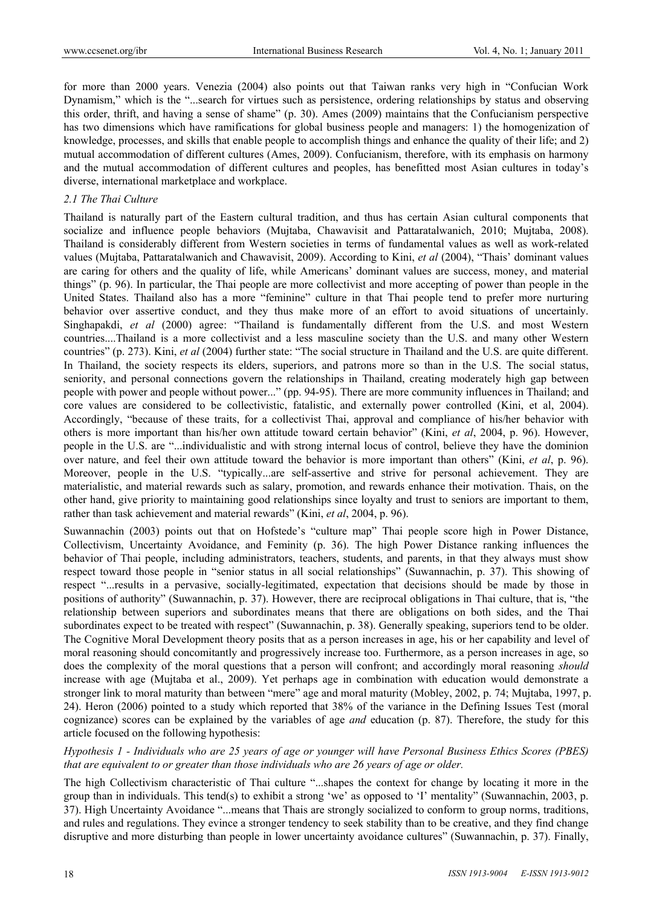for more than 2000 years. Venezia (2004) also points out that Taiwan ranks very high in "Confucian Work Dynamism," which is the "...search for virtues such as persistence, ordering relationships by status and observing this order, thrift, and having a sense of shame" (p. 30). Ames (2009) maintains that the Confucianism perspective has two dimensions which have ramifications for global business people and managers: 1) the homogenization of knowledge, processes, and skills that enable people to accomplish things and enhance the quality of their life; and 2) mutual accommodation of different cultures (Ames, 2009). Confucianism, therefore, with its emphasis on harmony and the mutual accommodation of different cultures and peoples, has benefitted most Asian cultures in today's diverse, international marketplace and workplace.

### *2.1 The Thai Culture*

Thailand is naturally part of the Eastern cultural tradition, and thus has certain Asian cultural components that socialize and influence people behaviors (Mujtaba, Chawavisit and Pattaratalwanich, 2010; Mujtaba, 2008). Thailand is considerably different from Western societies in terms of fundamental values as well as work-related values (Mujtaba, Pattaratalwanich and Chawavisit, 2009). According to Kini, *et al* (2004), "Thais' dominant values are caring for others and the quality of life, while Americans' dominant values are success, money, and material things" (p. 96). In particular, the Thai people are more collectivist and more accepting of power than people in the United States. Thailand also has a more "feminine" culture in that Thai people tend to prefer more nurturing behavior over assertive conduct, and they thus make more of an effort to avoid situations of uncertainly. Singhapakdi, *et al* (2000) agree: "Thailand is fundamentally different from the U.S. and most Western countries....Thailand is a more collectivist and a less masculine society than the U.S. and many other Western countries" (p. 273). Kini, *et al* (2004) further state: "The social structure in Thailand and the U.S. are quite different. In Thailand, the society respects its elders, superiors, and patrons more so than in the U.S. The social status, seniority, and personal connections govern the relationships in Thailand, creating moderately high gap between people with power and people without power..." (pp. 94-95). There are more community influences in Thailand; and core values are considered to be collectivistic, fatalistic, and externally power controlled (Kini, et al, 2004). Accordingly, "because of these traits, for a collectivist Thai, approval and compliance of his/her behavior with others is more important than his/her own attitude toward certain behavior" (Kini, *et al*, 2004, p. 96). However, people in the U.S. are "...individualistic and with strong internal locus of control, believe they have the dominion over nature, and feel their own attitude toward the behavior is more important than others" (Kini, *et al*, p. 96). Moreover, people in the U.S. "typically...are self-assertive and strive for personal achievement. They are materialistic, and material rewards such as salary, promotion, and rewards enhance their motivation. Thais, on the other hand, give priority to maintaining good relationships since loyalty and trust to seniors are important to them, rather than task achievement and material rewards" (Kini, *et al*, 2004, p. 96).

Suwannachin (2003) points out that on Hofstede's "culture map" Thai people score high in Power Distance, Collectivism, Uncertainty Avoidance, and Feminity (p. 36). The high Power Distance ranking influences the behavior of Thai people, including administrators, teachers, students, and parents, in that they always must show respect toward those people in "senior status in all social relationships" (Suwannachin, p. 37). This showing of respect "...results in a pervasive, socially-legitimated, expectation that decisions should be made by those in positions of authority" (Suwannachin, p. 37). However, there are reciprocal obligations in Thai culture, that is, "the relationship between superiors and subordinates means that there are obligations on both sides, and the Thai subordinates expect to be treated with respect" (Suwannachin, p. 38). Generally speaking, superiors tend to be older. The Cognitive Moral Development theory posits that as a person increases in age, his or her capability and level of moral reasoning should concomitantly and progressively increase too. Furthermore, as a person increases in age, so does the complexity of the moral questions that a person will confront; and accordingly moral reasoning *should* increase with age (Mujtaba et al., 2009). Yet perhaps age in combination with education would demonstrate a stronger link to moral maturity than between "mere" age and moral maturity (Mobley, 2002, p. 74; Mujtaba, 1997, p. 24). Heron (2006) pointed to a study which reported that 38% of the variance in the Defining Issues Test (moral cognizance) scores can be explained by the variables of age *and* education (p. 87). Therefore, the study for this article focused on the following hypothesis:

*Hypothesis 1 - Individuals who are 25 years of age or younger will have Personal Business Ethics Scores (PBES) that are equivalent to or greater than those individuals who are 26 years of age or older.*

The high Collectivism characteristic of Thai culture "...shapes the context for change by locating it more in the group than in individuals. This tend(s) to exhibit a strong 'we' as opposed to 'I' mentality" (Suwannachin, 2003, p. 37). High Uncertainty Avoidance "...means that Thais are strongly socialized to conform to group norms, traditions, and rules and regulations. They evince a stronger tendency to seek stability than to be creative, and they find change disruptive and more disturbing than people in lower uncertainty avoidance cultures" (Suwannachin, p. 37). Finally,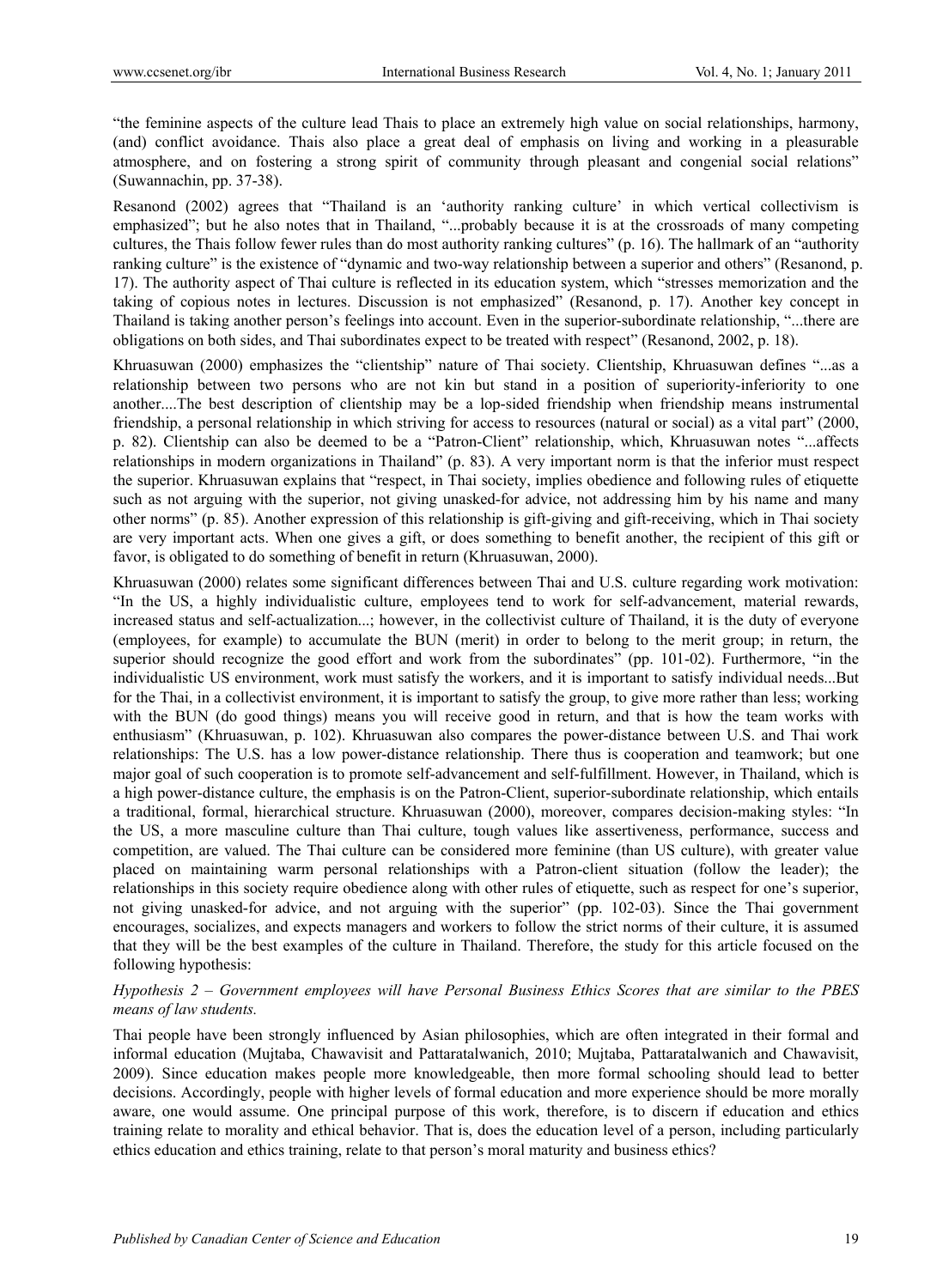"the feminine aspects of the culture lead Thais to place an extremely high value on social relationships, harmony, (and) conflict avoidance. Thais also place a great deal of emphasis on living and working in a pleasurable atmosphere, and on fostering a strong spirit of community through pleasant and congenial social relations" (Suwannachin, pp. 37-38).

Resanond (2002) agrees that "Thailand is an 'authority ranking culture' in which vertical collectivism is emphasized"; but he also notes that in Thailand, "...probably because it is at the crossroads of many competing cultures, the Thais follow fewer rules than do most authority ranking cultures" (p. 16). The hallmark of an "authority ranking culture" is the existence of "dynamic and two-way relationship between a superior and others" (Resanond, p. 17). The authority aspect of Thai culture is reflected in its education system, which "stresses memorization and the taking of copious notes in lectures. Discussion is not emphasized" (Resanond, p. 17). Another key concept in Thailand is taking another person's feelings into account. Even in the superior-subordinate relationship, "...there are obligations on both sides, and Thai subordinates expect to be treated with respect" (Resanond, 2002, p. 18).

Khruasuwan (2000) emphasizes the "clientship" nature of Thai society. Clientship, Khruasuwan defines "...as a relationship between two persons who are not kin but stand in a position of superiority-inferiority to one another....The best description of clientship may be a lop-sided friendship when friendship means instrumental friendship, a personal relationship in which striving for access to resources (natural or social) as a vital part" (2000, p. 82). Clientship can also be deemed to be a "Patron-Client" relationship, which, Khruasuwan notes "...affects relationships in modern organizations in Thailand" (p. 83). A very important norm is that the inferior must respect the superior. Khruasuwan explains that "respect, in Thai society, implies obedience and following rules of etiquette such as not arguing with the superior, not giving unasked-for advice, not addressing him by his name and many other norms" (p. 85). Another expression of this relationship is gift-giving and gift-receiving, which in Thai society are very important acts. When one gives a gift, or does something to benefit another, the recipient of this gift or favor, is obligated to do something of benefit in return (Khruasuwan, 2000).

Khruasuwan (2000) relates some significant differences between Thai and U.S. culture regarding work motivation: "In the US, a highly individualistic culture, employees tend to work for self-advancement, material rewards, increased status and self-actualization...; however, in the collectivist culture of Thailand, it is the duty of everyone (employees, for example) to accumulate the BUN (merit) in order to belong to the merit group; in return, the superior should recognize the good effort and work from the subordinates" (pp. 101-02). Furthermore, "in the individualistic US environment, work must satisfy the workers, and it is important to satisfy individual needs...But for the Thai, in a collectivist environment, it is important to satisfy the group, to give more rather than less; working with the BUN (do good things) means you will receive good in return, and that is how the team works with enthusiasm" (Khruasuwan, p. 102). Khruasuwan also compares the power-distance between U.S. and Thai work relationships: The U.S. has a low power-distance relationship. There thus is cooperation and teamwork; but one major goal of such cooperation is to promote self-advancement and self-fulfillment. However, in Thailand, which is a high power-distance culture, the emphasis is on the Patron-Client, superior-subordinate relationship, which entails a traditional, formal, hierarchical structure. Khruasuwan (2000), moreover, compares decision-making styles: "In the US, a more masculine culture than Thai culture, tough values like assertiveness, performance, success and competition, are valued. The Thai culture can be considered more feminine (than US culture), with greater value placed on maintaining warm personal relationships with a Patron-client situation (follow the leader); the relationships in this society require obedience along with other rules of etiquette, such as respect for one's superior, not giving unasked-for advice, and not arguing with the superior" (pp. 102-03). Since the Thai government encourages, socializes, and expects managers and workers to follow the strict norms of their culture, it is assumed that they will be the best examples of the culture in Thailand. Therefore, the study for this article focused on the following hypothesis:

*Hypothesis 2 – Government employees will have Personal Business Ethics Scores that are similar to the PBES means of law students.*

Thai people have been strongly influenced by Asian philosophies, which are often integrated in their formal and informal education (Mujtaba, Chawavisit and Pattaratalwanich, 2010; Mujtaba, Pattaratalwanich and Chawavisit, 2009). Since education makes people more knowledgeable, then more formal schooling should lead to better decisions. Accordingly, people with higher levels of formal education and more experience should be more morally aware, one would assume. One principal purpose of this work, therefore, is to discern if education and ethics training relate to morality and ethical behavior. That is, does the education level of a person, including particularly ethics education and ethics training, relate to that person's moral maturity and business ethics?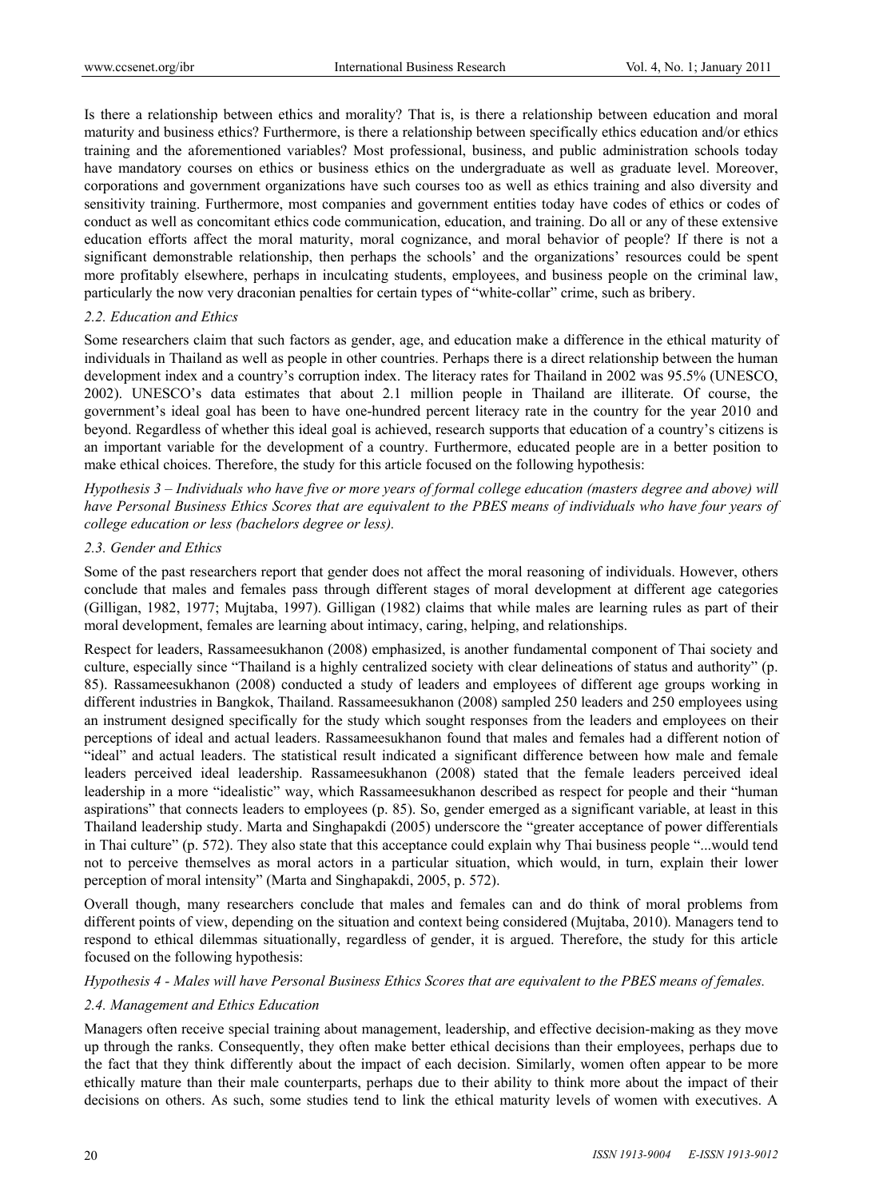Is there a relationship between ethics and morality? That is, is there a relationship between education and moral maturity and business ethics? Furthermore, is there a relationship between specifically ethics education and/or ethics training and the aforementioned variables? Most professional, business, and public administration schools today have mandatory courses on ethics or business ethics on the undergraduate as well as graduate level. Moreover, corporations and government organizations have such courses too as well as ethics training and also diversity and sensitivity training. Furthermore, most companies and government entities today have codes of ethics or codes of conduct as well as concomitant ethics code communication, education, and training. Do all or any of these extensive education efforts affect the moral maturity, moral cognizance, and moral behavior of people? If there is not a significant demonstrable relationship, then perhaps the schools' and the organizations' resources could be spent more profitably elsewhere, perhaps in inculcating students, employees, and business people on the criminal law, particularly the now very draconian penalties for certain types of "white-collar" crime, such as bribery.

### 2.2. Education and Ethics

Some researchers claim that such factors as gender, age, and education make a difference in the ethical maturity of individuals in Thailand as well as people in other countries. Perhaps there is a direct relationship between the human development index and a country's corruption index. The literacy rates for Thailand in 2002 was 95.5% (UNESCO, 2002). UNESCO's data estimates that about 2.1 million people in Thailand are illiterate. Of course, the government's ideal goal has been to have one-hundred percent literacy rate in the country for the year 2010 and beyond. Regardless of whether this ideal goal is achieved, research supports that education of a country's citizens is an important variable for the development of a country. Furthermore, educated people are in a better position to make ethical choices. Therefore, the study for this article focused on the following hypothesis:

*Hypothesis 3 – Individuals who have five or more years of formal college education (masters degree and above) will have Personal Business Ethics Scores that are equivalent to the PBES means of individuals who have four years of college education or less (bachelors degree or less).*

### 2.3. Gender and Ethics

Some of the past researchers report that gender does not affect the moral reasoning of individuals. However, others conclude that males and females pass through different stages of moral development at different age categories (Gilligan, 1982, 1977; Mujtaba, 1997). Gilligan (1982) claims that while males are learning rules as part of their moral development, females are learning about intimacy, caring, helping, and relationships.

Respect for leaders, Rassameesukhanon (2008) emphasized, is another fundamental component of Thai society and culture, especially since "Thailand is a highly centralized society with clear delineations of status and authority" (p. 85). Rassameesukhanon (2008) conducted a study of leaders and employees of different age groups working in different industries in Bangkok, Thailand. Rassameesukhanon (2008) sampled 250 leaders and 250 employees using an instrument designed specifically for the study which sought responses from the leaders and employees on their perceptions of ideal and actual leaders. Rassameesukhanon found that males and females had a different notion of "ideal" and actual leaders. The statistical result indicated a significant difference between how male and female leaders perceived ideal leadership. Rassameesukhanon (2008) stated that the female leaders perceived ideal leadership in a more "idealistic" way, which Rassameesukhanon described as respect for people and their "human aspirations" that connects leaders to employees (p. 85). So, gender emerged as a significant variable, at least in this Thailand leadership study. Marta and Singhapakdi (2005) underscore the "greater acceptance of power differentials in Thai culture" (p. 572). They also state that this acceptance could explain why Thai business people "...would tend not to perceive themselves as moral actors in a particular situation, which would, in turn, explain their lower perception of moral intensity" (Marta and Singhapakdi, 2005, p. 572).

Overall though, many researchers conclude that males and females can and do think of moral problems from different points of view, depending on the situation and context being considered (Mujtaba, 2010). Managers tend to respond to ethical dilemmas situationally, regardless of gender, it is argued. Therefore, the study for this article focused on the following hypothesis:

*Hypothesis 4 - Males will have Personal Business Ethics Scores that are equivalent to the PBES means of females.*

### 2.4. Management and Ethics Education

Managers often receive special training about management, leadership, and effective decision-making as they move up through the ranks. Consequently, they often make better ethical decisions than their employees, perhaps due to the fact that they think differently about the impact of each decision. Similarly, women often appear to be more ethically mature than their male counterparts, perhaps due to their ability to think more about the impact of their decisions on others. As such, some studies tend to link the ethical maturity levels of women with executives. A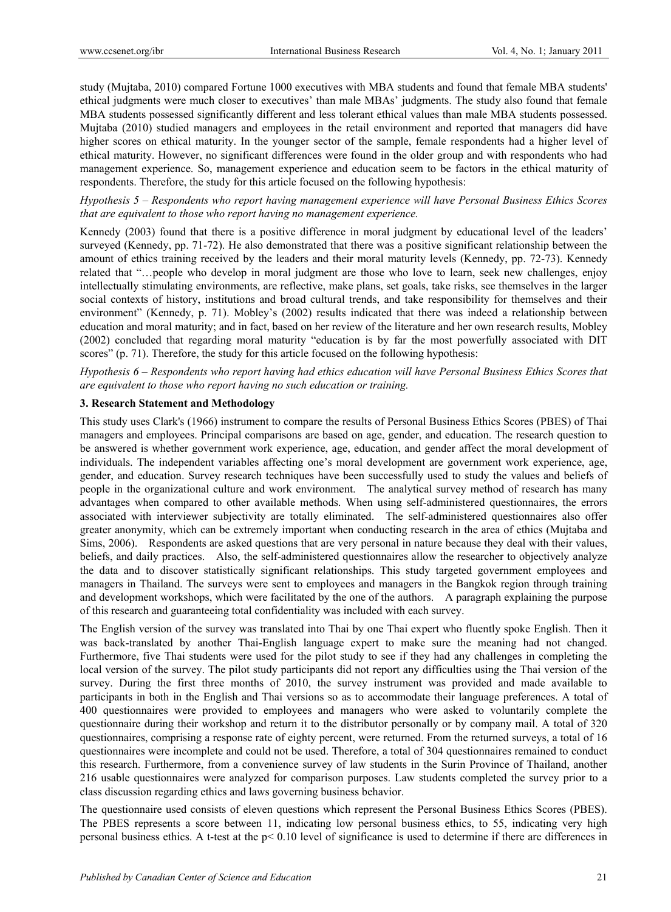study (Mujtaba, 2010) compared Fortune 1000 executives with MBA students and found that female MBA students' ethical judgments were much closer to executives' than male MBAs' judgments. The study also found that female MBA students possessed significantly different and less tolerant ethical values than male MBA students possessed. Mujtaba (2010) studied managers and employees in the retail environment and reported that managers did have higher scores on ethical maturity. In the younger sector of the sample, female respondents had a higher level of ethical maturity. However, no significant differences were found in the older group and with respondents who had management experience. So, management experience and education seem to be factors in the ethical maturity of respondents. Therefore, the study for this article focused on the following hypothesis:

*Hypothesis 5 – Respondents who report having management experience will have Personal Business Ethics Scores that are equivalent to those who report having no management experience.*

Kennedy (2003) found that there is a positive difference in moral judgment by educational level of the leaders' surveyed (Kennedy, pp. 71-72). He also demonstrated that there was a positive significant relationship between the amount of ethics training received by the leaders and their moral maturity levels (Kennedy, pp. 72-73). Kennedy related that "…people who develop in moral judgment are those who love to learn, seek new challenges, enjoy intellectually stimulating environments, are reflective, make plans, set goals, take risks, see themselves in the larger social contexts of history, institutions and broad cultural trends, and take responsibility for themselves and their environment" (Kennedy, p. 71). Mobley's (2002) results indicated that there was indeed a relationship between education and moral maturity; and in fact, based on her review of the literature and her own research results, Mobley (2002) concluded that regarding moral maturity "education is by far the most powerfully associated with DIT scores" (p. 71). Therefore, the study for this article focused on the following hypothesis:

*Hypothesis 6 – Respondents who report having had ethics education will have Personal Business Ethics Scores that are equivalent to those who report having no such education or training.*

### 3. Research Statement and Methodology

This study uses Clark's (1966) instrument to compare the results of Personal Business Ethics Scores (PBES) of Thai managers and employees. Principal comparisons are based on age, gender, and education. The research question to be answered is whether government work experience, age, education, and gender affect the moral development of individuals. The independent variables affecting one's moral development are government work experience, age, gender, and education. Survey research techniques have been successfully used to study the values and beliefs of people in the organizational culture and work environment. The analytical survey method of research has many advantages when compared to other available methods. When using self-administered questionnaires, the errors associated with interviewer subjectivity are totally eliminated. The self-administered questionnaires also offer greater anonymity, which can be extremely important when conducting research in the area of ethics (Mujtaba and Sims, 2006). Respondents are asked questions that are very personal in nature because they deal with their values, beliefs, and daily practices. Also, the self-administered questionnaires allow the researcher to objectively analyze the data and to discover statistically significant relationships. This study targeted government employees and managers in Thailand. The surveys were sent to employees and managers in the Bangkok region through training and development workshops, which were facilitated by the one of the authors. A paragraph explaining the purpose of this research and guaranteeing total confidentiality was included with each survey.

The English version of the survey was translated into Thai by one Thai expert who fluently spoke English. Then it was back-translated by another Thai-English language expert to make sure the meaning had not changed. Furthermore, five Thai students were used for the pilot study to see if they had any challenges in completing the local version of the survey. The pilot study participants did not report any difficulties using the Thai version of the survey. During the first three months of 2010, the survey instrument was provided and made available to participants in both in the English and Thai versions so as to accommodate their language preferences. A total of 400 questionnaires were provided to employees and managers who were asked to voluntarily complete the questionnaire during their workshop and return it to the distributor personally or by company mail. A total of 320 questionnaires, comprising a response rate of eighty percent, were returned. From the returned surveys, a total of 16 questionnaires were incomplete and could not be used. Therefore, a total of 304 questionnaires remained to conduct this research. Furthermore, from a convenience survey of law students in the Surin Province of Thailand, another 216 usable questionnaires were analyzed for comparison purposes. Law students completed the survey prior to a class discussion regarding ethics and laws governing business behavior.

The questionnaire used consists of eleven questions which represent the Personal Business Ethics Scores (PBES). The PBES represents a score between 11, indicating low personal business ethics, to 55, indicating very high personal business ethics. A t-test at the $p< 0.10$ level of significance is used to determine if there are differences in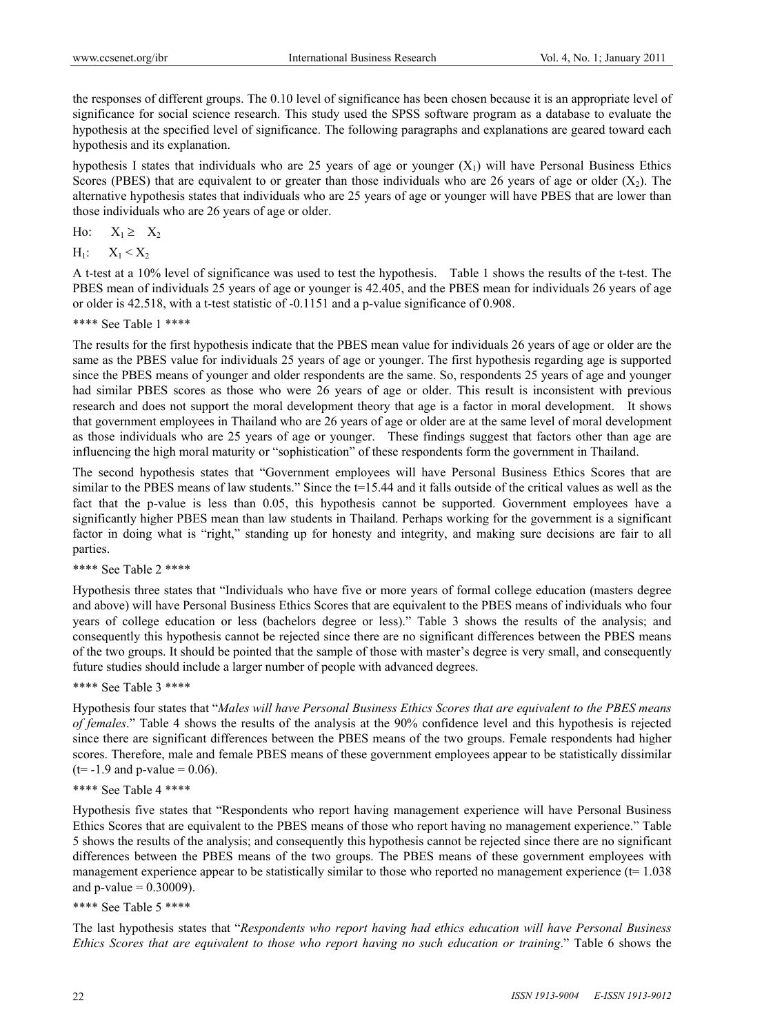the responses of different groups. The 0.10 level of significance has been chosen because it is an appropriate level of significance for social science research. This study used the SPSS software program as a database to evaluate the hypothesis at the specified level of significance. The following paragraphs and explanations are geared toward each hypothesis and its explanation.

hypothesis I states that individuals who are 25 years of age or younger ($X_1$) will have Personal Business Ethics Scores (PBES) that are equivalent to or greater than those individuals who are 26 years of age or older ($X_2$). The alternative hypothesis states that individuals who are 25 years of age or younger will have PBES that are lower than those individuals who are 26 years of age or older.

Ho: $X_1 \geq X_2$

$H_1$: $X_1 < X_2$

A t-test at a 10% level of significance was used to test the hypothesis. Table 1 shows the results of the t-test. The PBES mean of individuals 25 years of age or younger is 42.405, and the PBES mean for individuals 26 years of age or older is 42.518, with a t-test statistic of -0.1151 and a p-value significance of 0.908.

**** See Table 1 ****

The results for the first hypothesis indicate that the PBES mean value for individuals 26 years of age or older are the same as the PBES value for individuals 25 years of age or younger. The first hypothesis regarding age is supported since the PBES means of younger and older respondents are the same. So, respondents 25 years of age and younger had similar PBES scores as those who were 26 years of age or older. This result is inconsistent with previous research and does not support the moral development theory that age is a factor in moral development. It shows that government employees in Thailand who are 26 years of age or older are at the same level of moral development as those individuals who are 25 years of age or younger. These findings suggest that factors other than age are influencing the high moral maturity or "sophistication" of these respondents form the government in Thailand.

The second hypothesis states that "Government employees will have Personal Business Ethics Scores that are similar to the PBES means of law students." Since the t=15.44 and it falls outside of the critical values as well as the fact that the p-value is less than 0.05, this hypothesis cannot be supported. Government employees have a significantly higher PBES mean than law students in Thailand. Perhaps working for the government is a significant factor in doing what is "right," standing up for honesty and integrity, and making sure decisions are fair to all parties.

**** See Table 2 ****

Hypothesis three states that "Individuals who have five or more years of formal college education (masters degree and above) will have Personal Business Ethics Scores that are equivalent to the PBES means of individuals who four years of college education or less (bachelors degree or less)." Table 3 shows the results of the analysis; and consequently this hypothesis cannot be rejected since there are no significant differences between the PBES means of the two groups. It should be pointed that the sample of those with master's degree is very small, and consequently future studies should include a larger number of people with advanced degrees.

**** See Table 3 ****

Hypothesis four states that "*Males will have Personal Business Ethics Scores that are equivalent to the PBES means of females*." Table 4 shows the results of the analysis at the 90% confidence level and this hypothesis is rejected since there are significant differences between the PBES means of the two groups. Female respondents had higher scores. Therefore, male and female PBES means of these government employees appear to be statistically dissimilar (t= -1.9 and p-value = 0.06).

**** See Table 4 ****

Hypothesis five states that "Respondents who report having management experience will have Personal Business Ethics Scores that are equivalent to the PBES means of those who report having no management experience." Table 5 shows the results of the analysis; and consequently this hypothesis cannot be rejected since there are no significant differences between the PBES means of the two groups. The PBES means of these government employees with management experience appear to be statistically similar to those who reported no management experience (t= 1.038 and p-value = 0.30009).

**** See Table 5 ****

The last hypothesis states that "*Respondents who report having had ethics education will have Personal Business Ethics Scores that are equivalent to those who report having no such education or training*." Table 6 shows the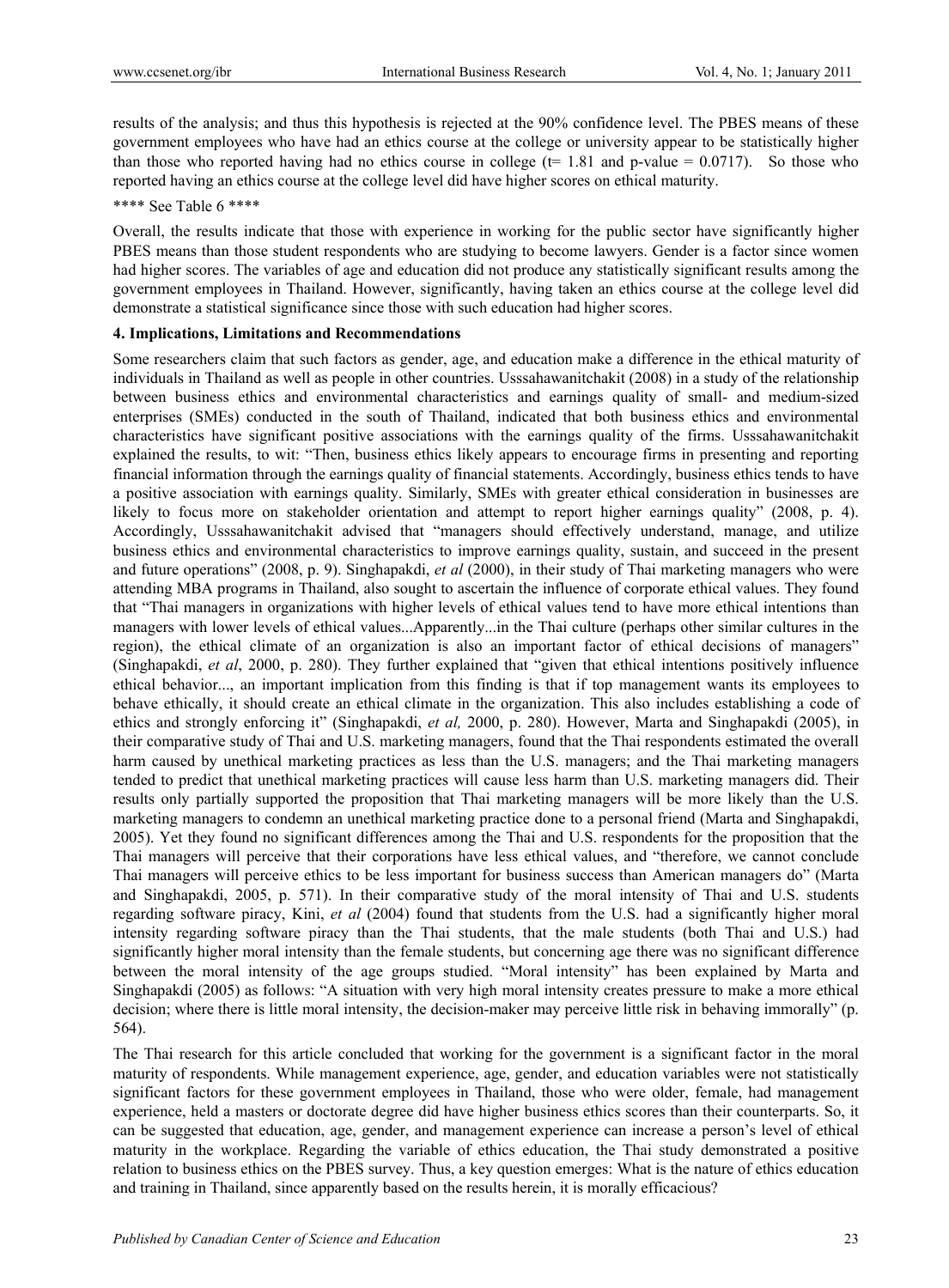results of the analysis; and thus this hypothesis is rejected at the 90% confidence level. The PBES means of these government employees who have had an ethics course at the college or university appear to be statistically higher than those who reported having had no ethics course in college (t= 1.81 and p-value = 0.0717). So those who reported having an ethics course at the college level did have higher scores on ethical maturity.

**** See Table 6 ****

Overall, the results indicate that those with experience in working for the public sector have significantly higher PBES means than those student respondents who are studying to become lawyers. Gender is a factor since women had higher scores. The variables of age and education did not produce any statistically significant results among the government employees in Thailand. However, significantly, having taken an ethics course at the college level did demonstrate a statistical significance since those with such education had higher scores.

## 4. Implications, Limitations and Recommendations

Some researchers claim that such factors as gender, age, and education make a difference in the ethical maturity of individuals in Thailand as well as people in other countries. Usssahawanitchakit (2008) in a study of the relationship between business ethics and environmental characteristics and earnings quality of small- and medium-sized enterprises (SMEs) conducted in the south of Thailand, indicated that both business ethics and environmental characteristics have significant positive associations with the earnings quality of the firms. Usssahawanitchakit explained the results, to wit: "Then, business ethics likely appears to encourage firms in presenting and reporting financial information through the earnings quality of financial statements. Accordingly, business ethics tends to have a positive association with earnings quality. Similarly, SMEs with greater ethical consideration in businesses are likely to focus more on stakeholder orientation and attempt to report higher earnings quality" (2008, p. 4). Accordingly, Usssahawanitchakit advised that "managers should effectively understand, manage, and utilize business ethics and environmental characteristics to improve earnings quality, sustain, and succeed in the present and future operations" (2008, p. 9). Singhapakdi, *et al* (2000), in their study of Thai marketing managers who were attending MBA programs in Thailand, also sought to ascertain the influence of corporate ethical values. They found that "Thai managers in organizations with higher levels of ethical values tend to have more ethical intentions than managers with lower levels of ethical values...Apparently...in the Thai culture (perhaps other similar cultures in the region), the ethical climate of an organization is also an important factor of ethical decisions of managers" (Singhapakdi, *et al*, 2000, p. 280). They further explained that "given that ethical intentions positively influence ethical behavior..., an important implication from this finding is that if top management wants its employees to behave ethically, it should create an ethical climate in the organization. This also includes establishing a code of ethics and strongly enforcing it" (Singhapakdi, *et al,* 2000, p. 280). However, Marta and Singhapakdi (2005), in their comparative study of Thai and U.S. marketing managers, found that the Thai respondents estimated the overall harm caused by unethical marketing practices as less than the U.S. managers; and the Thai marketing managers tended to predict that unethical marketing practices will cause less harm than U.S. marketing managers did. Their results only partially supported the proposition that Thai marketing managers will be more likely than the U.S. marketing managers to condemn an unethical marketing practice done to a personal friend (Marta and Singhapakdi, 2005). Yet they found no significant differences among the Thai and U.S. respondents for the proposition that the Thai managers will perceive that their corporations have less ethical values, and "therefore, we cannot conclude Thai managers will perceive ethics to be less important for business success than American managers do" (Marta and Singhapakdi, 2005, p. 571). In their comparative study of the moral intensity of Thai and U.S. students regarding software piracy, Kini, *et al* (2004) found that students from the U.S. had a significantly higher moral intensity regarding software piracy than the Thai students, that the male students (both Thai and U.S.) had significantly higher moral intensity than the female students, but concerning age there was no significant difference between the moral intensity of the age groups studied. "Moral intensity" has been explained by Marta and Singhapakdi (2005) as follows: "A situation with very high moral intensity creates pressure to make a more ethical decision; where there is little moral intensity, the decision-maker may perceive little risk in behaving immorally" (p. 564).

The Thai research for this article concluded that working for the government is a significant factor in the moral maturity of respondents. While management experience, age, gender, and education variables were not statistically significant factors for these government employees in Thailand, those who were older, female, had management experience, held a masters or doctorate degree did have higher business ethics scores than their counterparts. So, it can be suggested that education, age, gender, and management experience can increase a person's level of ethical maturity in the workplace. Regarding the variable of ethics education, the Thai study demonstrated a positive relation to business ethics on the PBES survey. Thus, a key question emerges: What is the nature of ethics education and training in Thailand, since apparently based on the results herein, it is morally efficacious?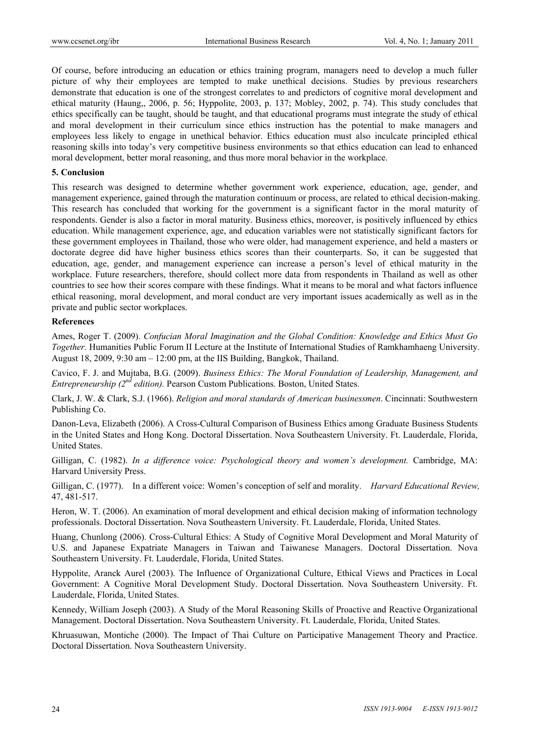Of course, before introducing an education or ethics training program, managers need to develop a much fuller picture of why their employees are tempted to make unethical decisions. Studies by previous researchers demonstrate that education is one of the strongest correlates to and predictors of cognitive moral development and ethical maturity (Haung,, 2006, p. 56; Hyppolite, 2003, p. 137; Mobley, 2002, p. 74). This study concludes that ethics specifically can be taught, should be taught, and that educational programs must integrate the study of ethical and moral development in their curriculum since ethics instruction has the potential to make managers and employees less likely to engage in unethical behavior. Ethics education must also inculcate principled ethical reasoning skills into today's very competitive business environments so that ethics education can lead to enhanced moral development, better moral reasoning, and thus more moral behavior in the workplace.

## 5. Conclusion

This research was designed to determine whether government work experience, education, age, gender, and management experience, gained through the maturation continuum or process, are related to ethical decision-making. This research has concluded that working for the government is a significant factor in the moral maturity of respondents. Gender is also a factor in moral maturity. Business ethics, moreover, is positively influenced by ethics education. While management experience, age, and education variables were not statistically significant factors for these government employees in Thailand, those who were older, had management experience, and held a masters or doctorate degree did have higher business ethics scores than their counterparts. So, it can be suggested that education, age, gender, and management experience can increase a person's level of ethical maturity in the workplace. Future researchers, therefore, should collect more data from respondents in Thailand as well as other countries to see how their scores compare with these findings. What it means to be moral and what factors influence ethical reasoning, moral development, and moral conduct are very important issues academically as well as in the private and public sector workplaces.

## References

Ames, Roger T. (2009). *Confucian Moral Imagination and the Global Condition: Knowledge and Ethics Must Go Together.* Humanities Public Forum II Lecture at the Institute of International Studies of Ramkhamhaeng University. August 18, 2009, 9:30 am – 12:00 pm, at the IIS Building, Bangkok, Thailand.

Cavico, F. J. and Mujtaba, B.G. (2009). *Business Ethics: The Moral Foundation of Leadership, Management, and Entrepreneurship (2nd edition).* Pearson Custom Publications. Boston, United States.

Clark, J. W. & Clark, S.J. (1966). *Religion and moral standards of American businessmen*. Cincinnati: Southwestern Publishing Co.

Danon-Leva, Elizabeth (2006). A Cross-Cultural Comparison of Business Ethics among Graduate Business Students in the United States and Hong Kong. Doctoral Dissertation. Nova Southeastern University. Ft. Lauderdale, Florida, United States.

Gilligan, C. (1982). *In a difference voice: Psychological theory and women's development.* Cambridge, MA: Harvard University Press.

Gilligan, C. (1977). In a different voice: Women's conception of self and morality. *Harvard Educational Review,* 47, 481-517.

Heron, W. T. (2006). An examination of moral development and ethical decision making of information technology professionals. Doctoral Dissertation. Nova Southeastern University. Ft. Lauderdale, Florida, United States.

Huang, Chunlong (2006). Cross-Cultural Ethics: A Study of Cognitive Moral Development and Moral Maturity of U.S. and Japanese Expatriate Managers in Taiwan and Taiwanese Managers. Doctoral Dissertation. Nova Southeastern University. Ft. Lauderdale, Florida, United States.

Hyppolite, Aranck Aurel (2003). The Influence of Organizational Culture, Ethical Views and Practices in Local Government: A Cognitive Moral Development Study. Doctoral Dissertation. Nova Southeastern University. Ft. Lauderdale, Florida, United States.

Kennedy, William Joseph (2003). A Study of the Moral Reasoning Skills of Proactive and Reactive Organizational Management. Doctoral Dissertation. Nova Southeastern University. Ft. Lauderdale, Florida, United States.

Khruasuwan, Montiche (2000). The Impact of Thai Culture on Participative Management Theory and Practice. Doctoral Dissertation. Nova Southeastern University.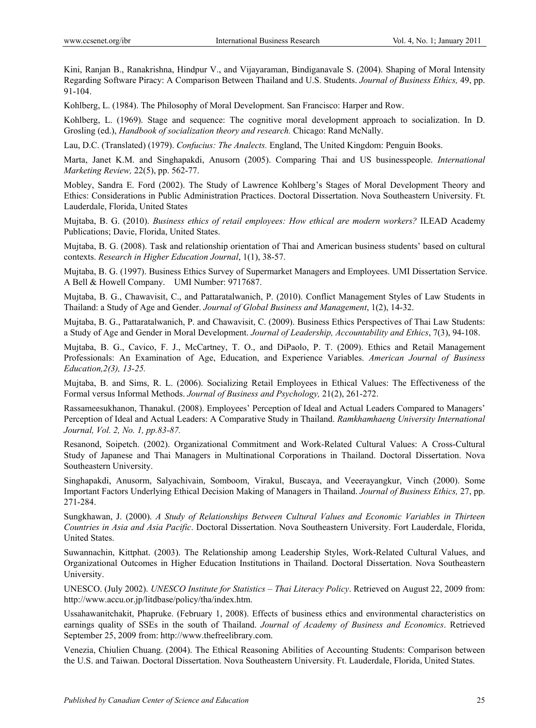Kini, Ranjan B., Ranakrishna, Hindpur V., and Vijayaraman, Bindiganavale S. (2004). Shaping of Moral Intensity Regarding Software Piracy: A Comparison Between Thailand and U.S. Students. *Journal of Business Ethics,* 49, pp. 91-104.

Kohlberg, L. (1984). The Philosophy of Moral Development. San Francisco: Harper and Row.

Kohlberg, L. (1969). Stage and sequence: The cognitive moral development approach to socialization. In D. Grosling (ed.), *Handbook of socialization theory and research.* Chicago: Rand McNally.

Lau, D.C. (Translated) (1979). *Confucius: The Analects.* England, The United Kingdom: Penguin Books.

Marta, Janet K.M. and Singhapakdi, Anusorn (2005). Comparing Thai and US businesspeople. *International Marketing Review,* 22(5), pp. 562-77.

Mobley, Sandra E. Ford (2002). The Study of Lawrence Kohlberg's Stages of Moral Development Theory and Ethics: Considerations in Public Administration Practices. Doctoral Dissertation. Nova Southeastern University. Ft. Lauderdale, Florida, United States

Mujtaba, B. G. (2010). *Business ethics of retail employees: How ethical are modern workers?* ILEAD Academy Publications; Davie, Florida, United States.

Mujtaba, B. G. (2008). Task and relationship orientation of Thai and American business students' based on cultural contexts. *Research in Higher Education Journal*, 1(1), 38-57.

Mujtaba, B. G. (1997). Business Ethics Survey of Supermarket Managers and Employees. UMI Dissertation Service. A Bell & Howell Company. UMI Number: 9717687.

Mujtaba, B. G., Chawavisit, C., and Pattaratalwanich, P. (2010). Conflict Management Styles of Law Students in Thailand: a Study of Age and Gender. *Journal of Global Business and Management*, 1(2), 14-32.

Mujtaba, B. G., Pattaratalwanich, P. and Chawavisit, C. (2009). Business Ethics Perspectives of Thai Law Students: a Study of Age and Gender in Moral Development. *Journal of Leadership, Accountability and Ethics*, 7(3), 94-108.

Mujtaba, B. G., Cavico, F. J., McCartney, T. O., and DiPaolo, P. T. (2009). Ethics and Retail Management Professionals: An Examination of Age, Education, and Experience Variables. *American Journal of Business Education,2(3), 13-25.*

Mujtaba, B. and Sims, R. L. (2006). Socializing Retail Employees in Ethical Values: The Effectiveness of the Formal versus Informal Methods. *Journal of Business and Psychology,* 21(2), 261-272.

Rassameesukhanon, Thanakul. (2008). Employees' Perception of Ideal and Actual Leaders Compared to Managers' Perception of Ideal and Actual Leaders: A Comparative Study in Thailand. *Ramkhamhaeng University International Journal, Vol. 2, No. 1, pp.83-87.*

Resanond, Soipetch. (2002). Organizational Commitment and Work-Related Cultural Values: A Cross-Cultural Study of Japanese and Thai Managers in Multinational Corporations in Thailand. Doctoral Dissertation. Nova Southeastern University.

Singhapakdi, Anusorm, Salyachivain, Somboom, Virakul, Buscaya, and Veeerayangkur, Vinch (2000). Some Important Factors Underlying Ethical Decision Making of Managers in Thailand. *Journal of Business Ethics,* 27, pp. 271-284.

Sungkhawan, J. (2000). *A Study of Relationships Between Cultural Values and Economic Variables in Thirteen Countries in Asia and Asia Pacific*. Doctoral Dissertation. Nova Southeastern University. Fort Lauderdale, Florida, United States.

Suwannachin, Kittphat. (2003). The Relationship among Leadership Styles, Work-Related Cultural Values, and Organizational Outcomes in Higher Education Institutions in Thailand. Doctoral Dissertation. Nova Southeastern University.

UNESCO. (July 2002). *UNESCO Institute for Statistics – Thai Literacy Policy*. Retrieved on August 22, 2009 from: http://www.accu.or.jp/litdbase/policy/tha/index.htm.

Ussahawanitchakit, Phapruke. (February 1, 2008). Effects of business ethics and environmental characteristics on earnings quality of SSEs in the south of Thailand. *Journal of Academy of Business and Economics*. Retrieved September 25, 2009 from: http://www.thefreelibrary.com.

Venezia, Chiulien Chuang. (2004). The Ethical Reasoning Abilities of Accounting Students: Comparison between the U.S. and Taiwan. Doctoral Dissertation. Nova Southeastern University. Ft. Lauderdale, Florida, United States.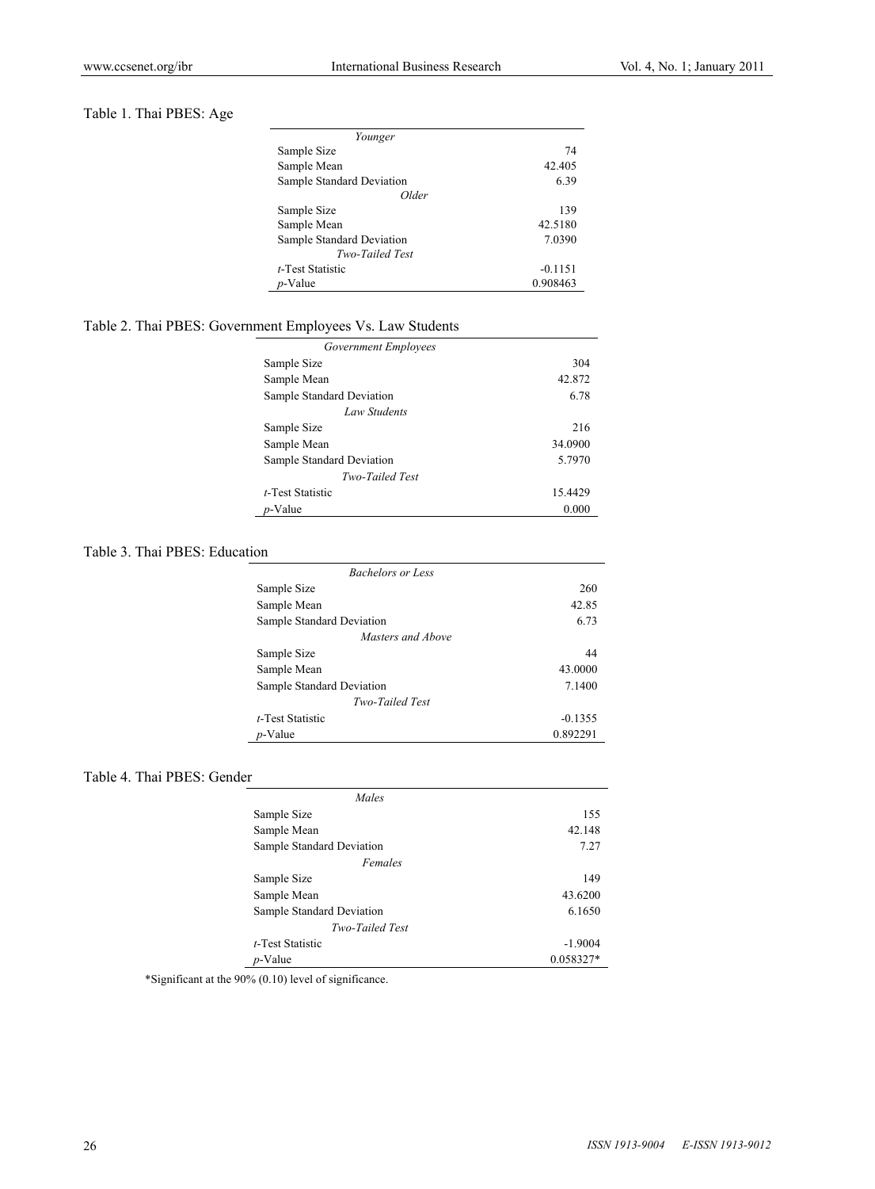Table 1. Thai PBES: Age

| | |
|---|---|
| *Younger* | |
| Sample Size | 74 |
| Sample Mean | 42.405 |
| Sample Standard Deviation | 6.39 |
| *Older* | |
| Sample Size | 139 |
| Sample Mean | 42.5180 |
| Sample Standard Deviation | 7.0390 |
| *Two-Tailed Test* | |
| *t*-Test Statistic | -0.1151 |
| *p*-Value | 0.908463 |

Table 2. Thai PBES: Government Employees Vs. Law Students

| | |
|---|---|
| *Government Employees* | |
| Sample Size | 304 |
| Sample Mean | 42.872 |
| Sample Standard Deviation | 6.78 |
| *Law Students* | |
| Sample Size | 216 |
| Sample Mean | 34.0900 |
| Sample Standard Deviation | 5.7970 |
| *Two-Tailed Test* | |
| *t*-Test Statistic | 15.4429 |
| *p*-Value | 0.000 |

Table 3. Thai PBES: Education

| | |
|---|---|
| *Bachelors or Less* | |
| Sample Size | 260 |
| Sample Mean | 42.85 |
| Sample Standard Deviation | 6.73 |
| *Masters and Above* | |
| Sample Size | 44 |
| Sample Mean | 43.0000 |
| Sample Standard Deviation | 7.1400 |
| *Two-Tailed Test* | |
| *t*-Test Statistic | -0.1355 |
| *p*-Value | 0.892291 |

Table 4. Thai PBES: Gender

| | |
|---|---|
| *Males* | |
| Sample Size | 155 |
| Sample Mean | 42.148 |
| Sample Standard Deviation | 7.27 |
| *Females* | |
| Sample Size | 149 |
| Sample Mean | 43.6200 |
| Sample Standard Deviation | 6.1650 |
| *Two-Tailed Test* | |
| *t*-Test Statistic | -1.9004 |
| *p*-Value | 0.058327* |

*Significant at the 90% (0.10) level of significance.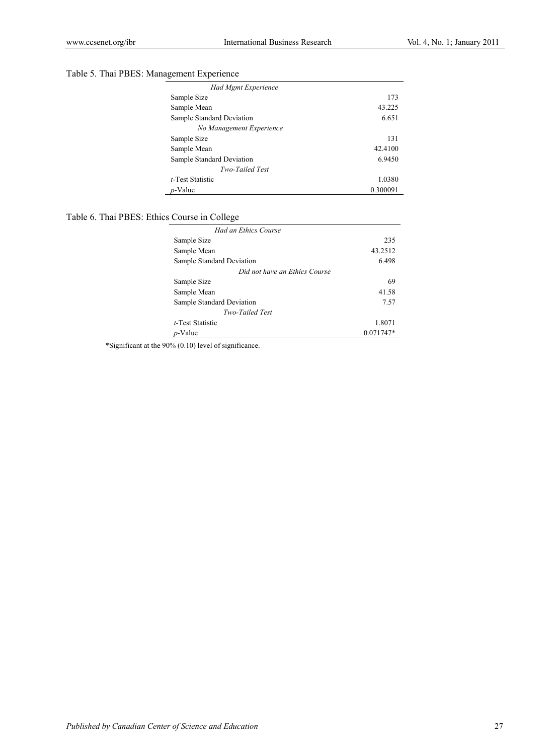Table 5. Thai PBES: Management Experience

| | |
|---|---|
| *Had Mgmt Experience* | |
| Sample Size | 173 |
| Sample Mean | 43.225 |
| Sample Standard Deviation | 6.651 |
| *No Management Experience* | |
| Sample Size | 131 |
| Sample Mean | 42.4100 |
| Sample Standard Deviation | 6.9450 |
| *Two-Tailed Test* | |
| *t*-Test Statistic | 1.0380 |
| *p*-Value | 0.300091 |

Table 6. Thai PBES: Ethics Course in College

| | |
|---|---|
| *Had an Ethics Course* | |
| Sample Size | 235 |
| Sample Mean | 43.2512 |
| Sample Standard Deviation | 6.498 |
| *Did not have an Ethics Course* | |
| Sample Size | 69 |
| Sample Mean | 41.58 |
| Sample Standard Deviation | 7.57 |
| *Two-Tailed Test* | |
| *t*-Test Statistic | 1.8071 |
| *p*-Value | 0.071747* |

*Significant at the 90% (0.10) level of significance.